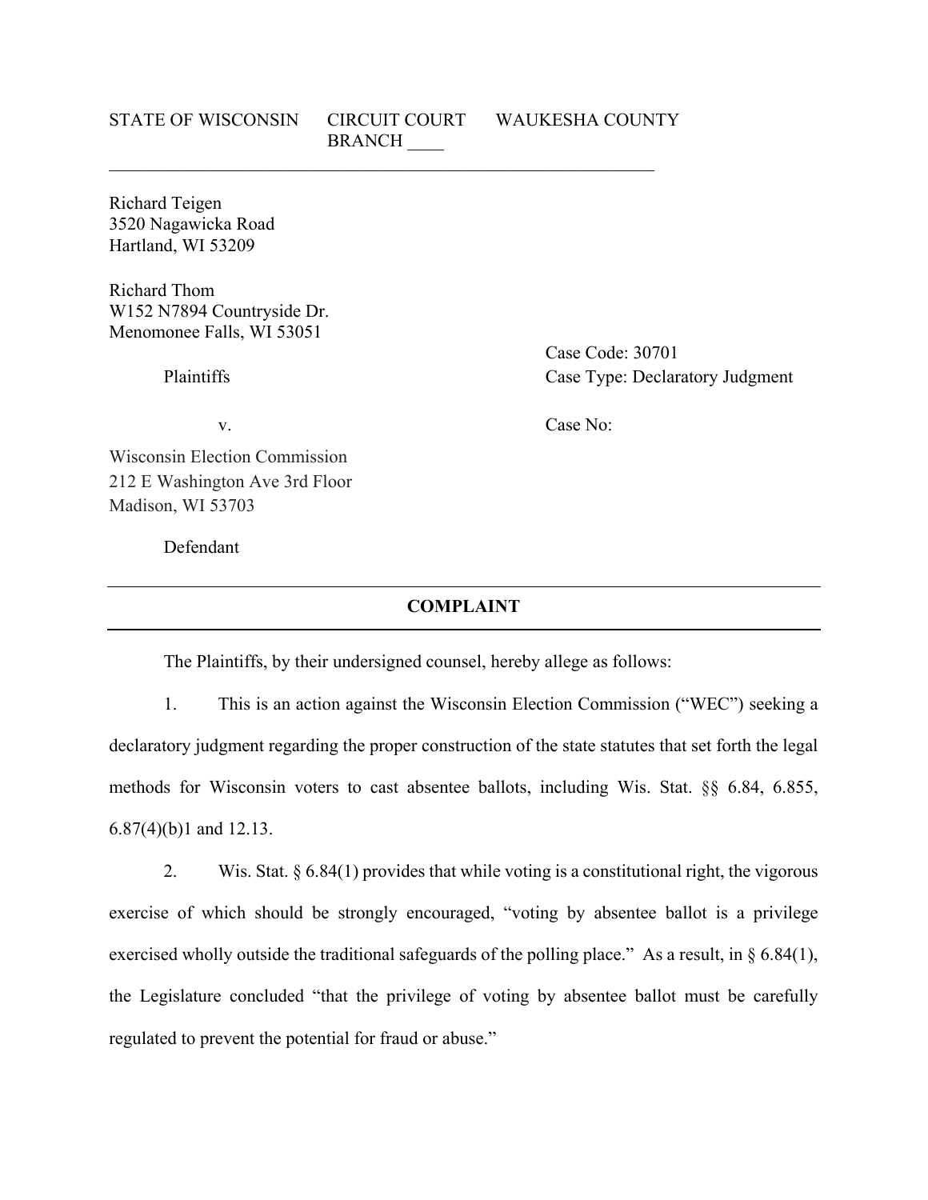STATE OF WISCONSIN CIRCUIT COURT WAUKESHA COUNTY
BRANCH ____

---

Richard Teigen
3520 Nagawicka Road
Hartland, WI 53209

Richard Thom
W152 N7894 Countryside Dr.
Menomonee Falls, WI 53051

Plaintiffs

v.

Wisconsin Election Commission
212 E Washington Ave 3rd Floor
Madison, WI 53703

Defendant

Case Code: 30701
Case Type: Declaratory Judgment

Case No:

---

## COMPLAINT

---

The Plaintiffs, by their undersigned counsel, hereby allege as follows:

1. This is an action against the Wisconsin Election Commission ("WEC") seeking a declaratory judgment regarding the proper construction of the state statutes that set forth the legal methods for Wisconsin voters to cast absentee ballots, including Wis. Stat. §§ 6.84, 6.855, 6.87(4)(b)1 and 12.13.

2. Wis. Stat. § 6.84(1) provides that while voting is a constitutional right, the vigorous exercise of which should be strongly encouraged, "voting by absentee ballot is a privilege exercised wholly outside the traditional safeguards of the polling place." As a result, in § 6.84(1), the Legislature concluded "that the privilege of voting by absentee ballot must be carefully regulated to prevent the potential for fraud or abuse."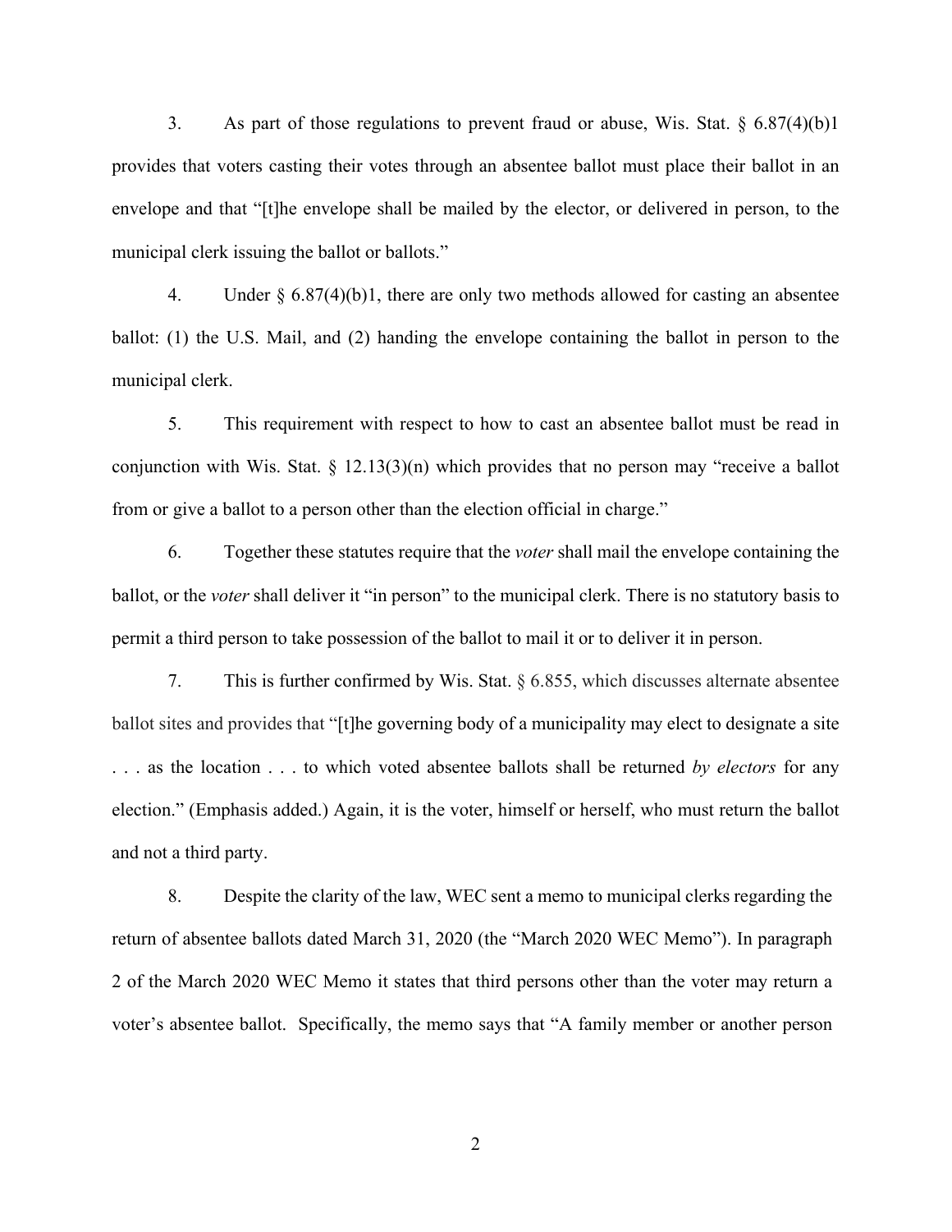3. As part of those regulations to prevent fraud or abuse, Wis. Stat. § 6.87(4)(b)1 provides that voters casting their votes through an absentee ballot must place their ballot in an envelope and that "[t]he envelope shall be mailed by the elector, or delivered in person, to the municipal clerk issuing the ballot or ballots."

4. Under § 6.87(4)(b)1, there are only two methods allowed for casting an absentee ballot: (1) the U.S. Mail, and (2) handing the envelope containing the ballot in person to the municipal clerk.

5. This requirement with respect to how to cast an absentee ballot must be read in conjunction with Wis. Stat. § 12.13(3)(n) which provides that no person may "receive a ballot from or give a ballot to a person other than the election official in charge."

6. Together these statutes require that the *voter* shall mail the envelope containing the ballot, or the *voter* shall deliver it "in person" to the municipal clerk. There is no statutory basis to permit a third person to take possession of the ballot to mail it or to deliver it in person.

7. This is further confirmed by Wis. Stat. § 6.855, which discusses alternate absentee ballot sites and provides that "[t]he governing body of a municipality may elect to designate a site . . . as the location . . . to which voted absentee ballots shall be returned *by electors* for any election." (Emphasis added.) Again, it is the voter, himself or herself, who must return the ballot and not a third party.

8. Despite the clarity of the law, WEC sent a memo to municipal clerks regarding the return of absentee ballots dated March 31, 2020 (the "March 2020 WEC Memo"). In paragraph 2 of the March 2020 WEC Memo it states that third persons other than the voter may return a voter's absentee ballot. Specifically, the memo says that "A family member or another person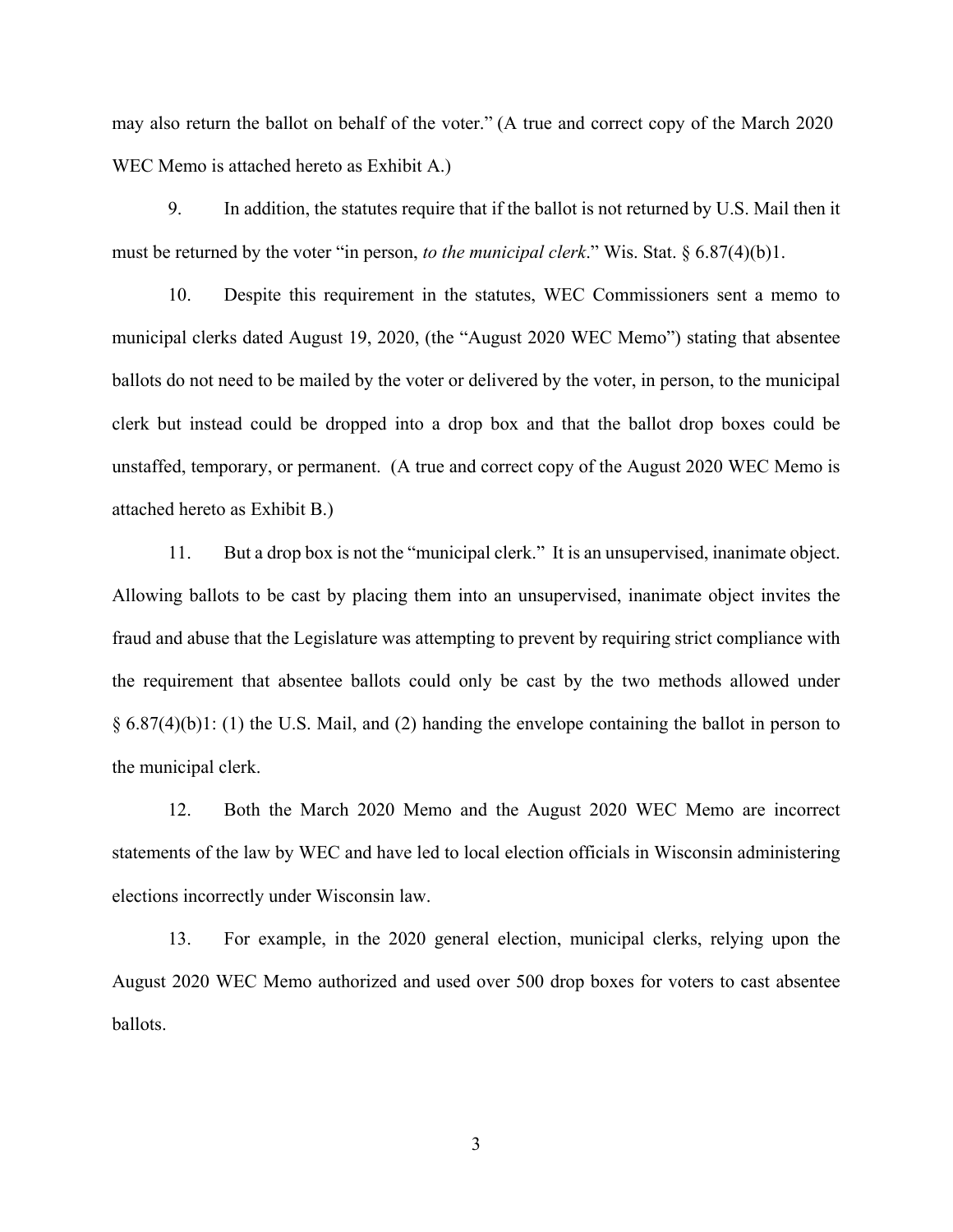may also return the ballot on behalf of the voter." (A true and correct copy of the March 2020 WEC Memo is attached hereto as Exhibit A.)

9. In addition, the statutes require that if the ballot is not returned by U.S. Mail then it must be returned by the voter "in person, *to the municipal clerk*." Wis. Stat. § 6.87(4)(b)1.

10. Despite this requirement in the statutes, WEC Commissioners sent a memo to municipal clerks dated August 19, 2020, (the "August 2020 WEC Memo") stating that absentee ballots do not need to be mailed by the voter or delivered by the voter, in person, to the municipal clerk but instead could be dropped into a drop box and that the ballot drop boxes could be unstaffed, temporary, or permanent. (A true and correct copy of the August 2020 WEC Memo is attached hereto as Exhibit B.)

11. But a drop box is not the "municipal clerk." It is an unsupervised, inanimate object. Allowing ballots to be cast by placing them into an unsupervised, inanimate object invites the fraud and abuse that the Legislature was attempting to prevent by requiring strict compliance with the requirement that absentee ballots could only be cast by the two methods allowed under § 6.87(4)(b)1: (1) the U.S. Mail, and (2) handing the envelope containing the ballot in person to the municipal clerk.

12. Both the March 2020 Memo and the August 2020 WEC Memo are incorrect statements of the law by WEC and have led to local election officials in Wisconsin administering elections incorrectly under Wisconsin law.

13. For example, in the 2020 general election, municipal clerks, relying upon the August 2020 WEC Memo authorized and used over 500 drop boxes for voters to cast absentee ballots.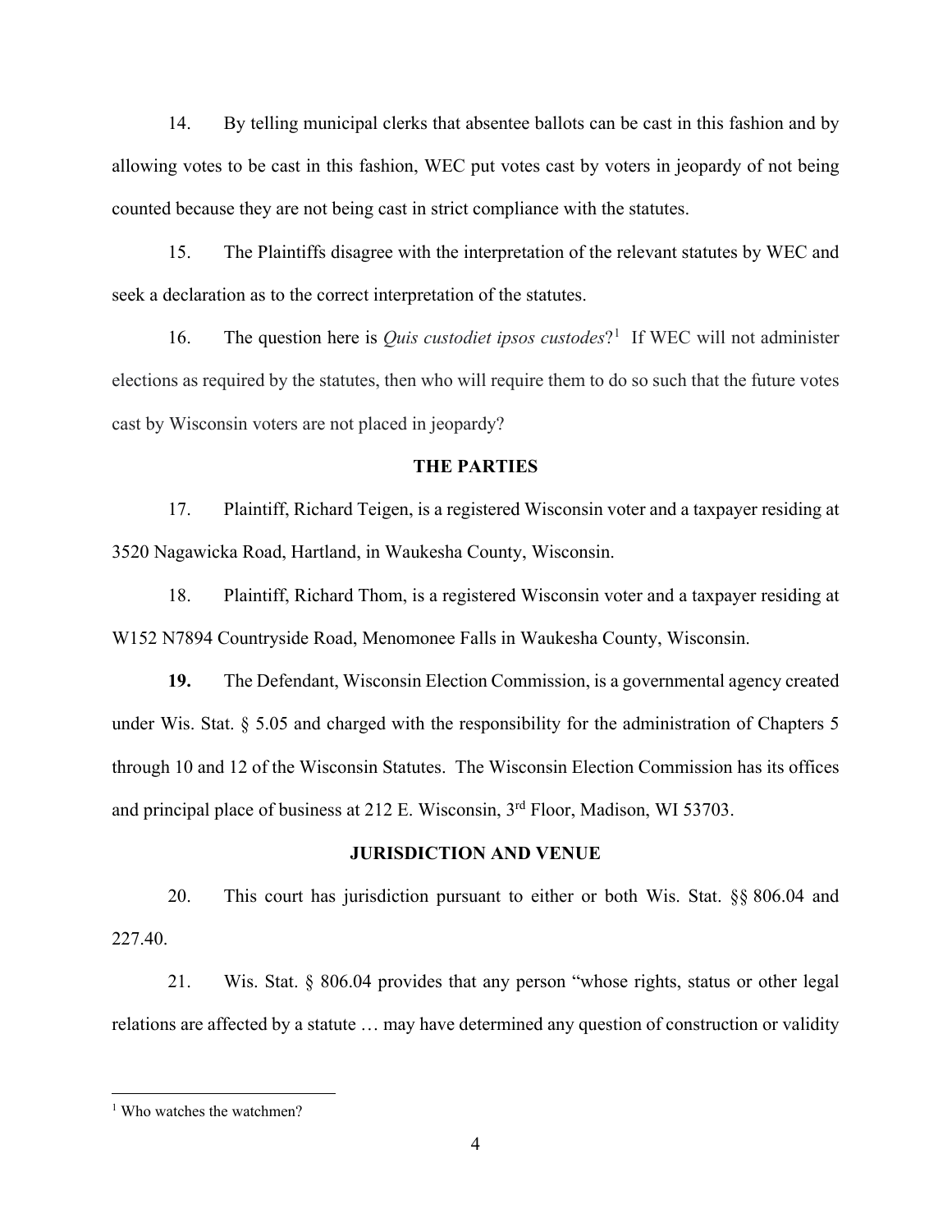14. By telling municipal clerks that absentee ballots can be cast in this fashion and by allowing votes to be cast in this fashion, WEC put votes cast by voters in jeopardy of not being counted because they are not being cast in strict compliance with the statutes.

15. The Plaintiffs disagree with the interpretation of the relevant statutes by WEC and seek a declaration as to the correct interpretation of the statutes.

16. The question here is *Quis custodiet ipsos custodes*?[1] If WEC will not administer elections as required by the statutes, then who will require them to do so such that the future votes cast by Wisconsin voters are not placed in jeopardy?

## THE PARTIES

17. Plaintiff, Richard Teigen, is a registered Wisconsin voter and a taxpayer residing at 3520 Nagawicka Road, Hartland, in Waukesha County, Wisconsin.

18. Plaintiff, Richard Thom, is a registered Wisconsin voter and a taxpayer residing at W152 N7894 Countryside Road, Menomonee Falls in Waukesha County, Wisconsin.

**19.** The Defendant, Wisconsin Election Commission, is a governmental agency created under Wis. Stat. § 5.05 and charged with the responsibility for the administration of Chapters 5 through 10 and 12 of the Wisconsin Statutes. The Wisconsin Election Commission has its offices and principal place of business at 212 E. Wisconsin, 3rd Floor, Madison, WI 53703.

## JURISDICTION AND VENUE

20. This court has jurisdiction pursuant to either or both Wis. Stat. §§ 806.04 and 227.40.

21. Wis. Stat. § 806.04 provides that any person "whose rights, status or other legal relations are affected by a statute … may have determined any question of construction or validity

---

[1] Who watches the watchmen?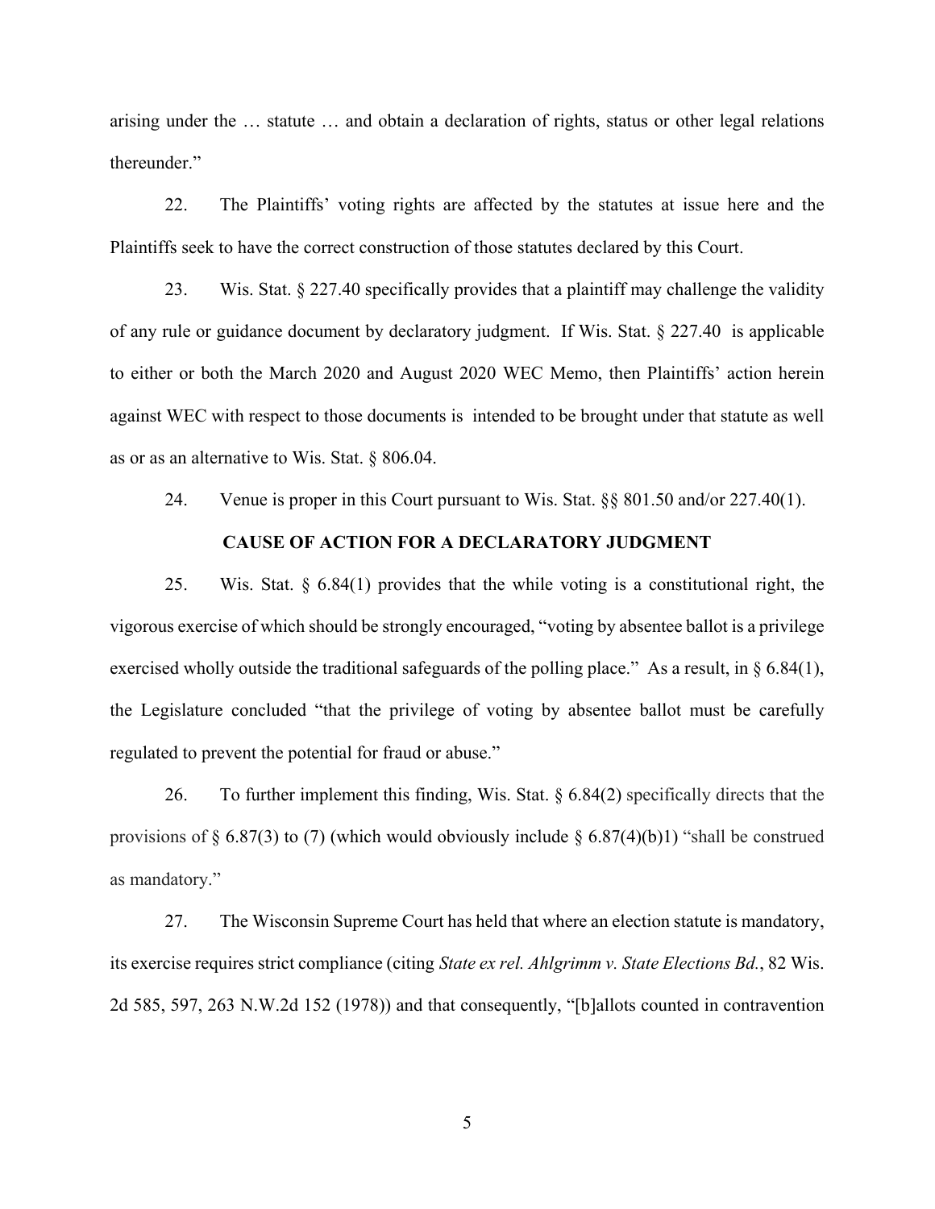arising under the … statute … and obtain a declaration of rights, status or other legal relations thereunder."

22. The Plaintiffs' voting rights are affected by the statutes at issue here and the Plaintiffs seek to have the correct construction of those statutes declared by this Court.

23. Wis. Stat. § 227.40 specifically provides that a plaintiff may challenge the validity of any rule or guidance document by declaratory judgment. If Wis. Stat. § 227.40 is applicable to either or both the March 2020 and August 2020 WEC Memo, then Plaintiffs' action herein against WEC with respect to those documents is intended to be brought under that statute as well as or as an alternative to Wis. Stat. § 806.04.

24. Venue is proper in this Court pursuant to Wis. Stat. §§ 801.50 and/or 227.40(1).

**CAUSE OF ACTION FOR A DECLARATORY JUDGMENT**

25. Wis. Stat. § 6.84(1) provides that the while voting is a constitutional right, the vigorous exercise of which should be strongly encouraged, "voting by absentee ballot is a privilege exercised wholly outside the traditional safeguards of the polling place." As a result, in § 6.84(1), the Legislature concluded "that the privilege of voting by absentee ballot must be carefully regulated to prevent the potential for fraud or abuse."

26. To further implement this finding, Wis. Stat. § 6.84(2) specifically directs that the provisions of § 6.87(3) to (7) (which would obviously include § 6.87(4)(b)1) "shall be construed as mandatory."

27. The Wisconsin Supreme Court has held that where an election statute is mandatory, its exercise requires strict compliance (citing *State ex rel. Ahlgrimm v. State Elections Bd.*, 82 Wis. 2d 585, 597, 263 N.W.2d 152 (1978)) and that consequently, "[b]allots counted in contravention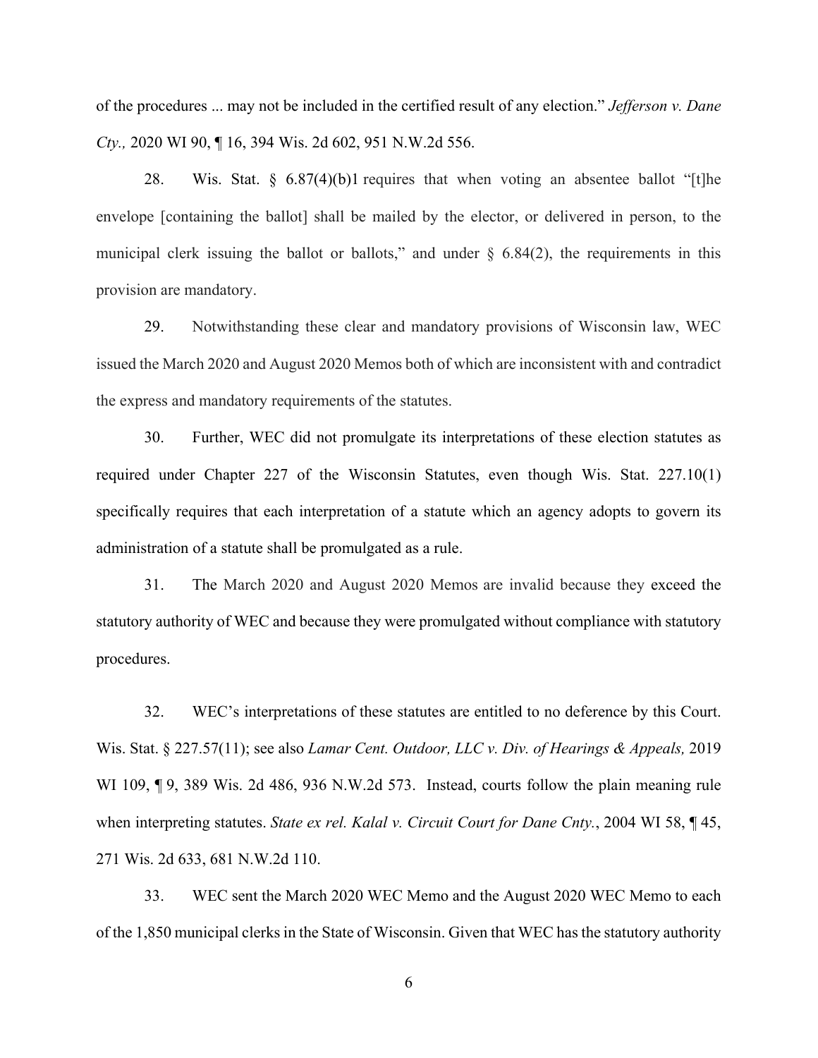of the procedures ... may not be included in the certified result of any election." *Jefferson v. Dane Cty.,* 2020 WI 90, ¶ 16, 394 Wis. 2d 602, 951 N.W.2d 556.

28. Wis. Stat. § 6.87(4)(b)1 requires that when voting an absentee ballot "[t]he envelope [containing the ballot] shall be mailed by the elector, or delivered in person, to the municipal clerk issuing the ballot or ballots," and under § 6.84(2), the requirements in this provision are mandatory.

29. Notwithstanding these clear and mandatory provisions of Wisconsin law, WEC issued the March 2020 and August 2020 Memos both of which are inconsistent with and contradict the express and mandatory requirements of the statutes.

30. Further, WEC did not promulgate its interpretations of these election statutes as required under Chapter 227 of the Wisconsin Statutes, even though Wis. Stat. 227.10(1) specifically requires that each interpretation of a statute which an agency adopts to govern its administration of a statute shall be promulgated as a rule.

31. The March 2020 and August 2020 Memos are invalid because they exceed the statutory authority of WEC and because they were promulgated without compliance with statutory procedures.

32. WEC's interpretations of these statutes are entitled to no deference by this Court. Wis. Stat. § 227.57(11); see also *Lamar Cent. Outdoor, LLC v. Div. of Hearings & Appeals,* 2019 WI 109, ¶ 9, 389 Wis. 2d 486, 936 N.W.2d 573. Instead, courts follow the plain meaning rule when interpreting statutes. *State ex rel. Kalal v. Circuit Court for Dane Cnty.*, 2004 WI 58, ¶ 45, 271 Wis. 2d 633, 681 N.W.2d 110.

33. WEC sent the March 2020 WEC Memo and the August 2020 WEC Memo to each of the 1,850 municipal clerks in the State of Wisconsin. Given that WEC has the statutory authority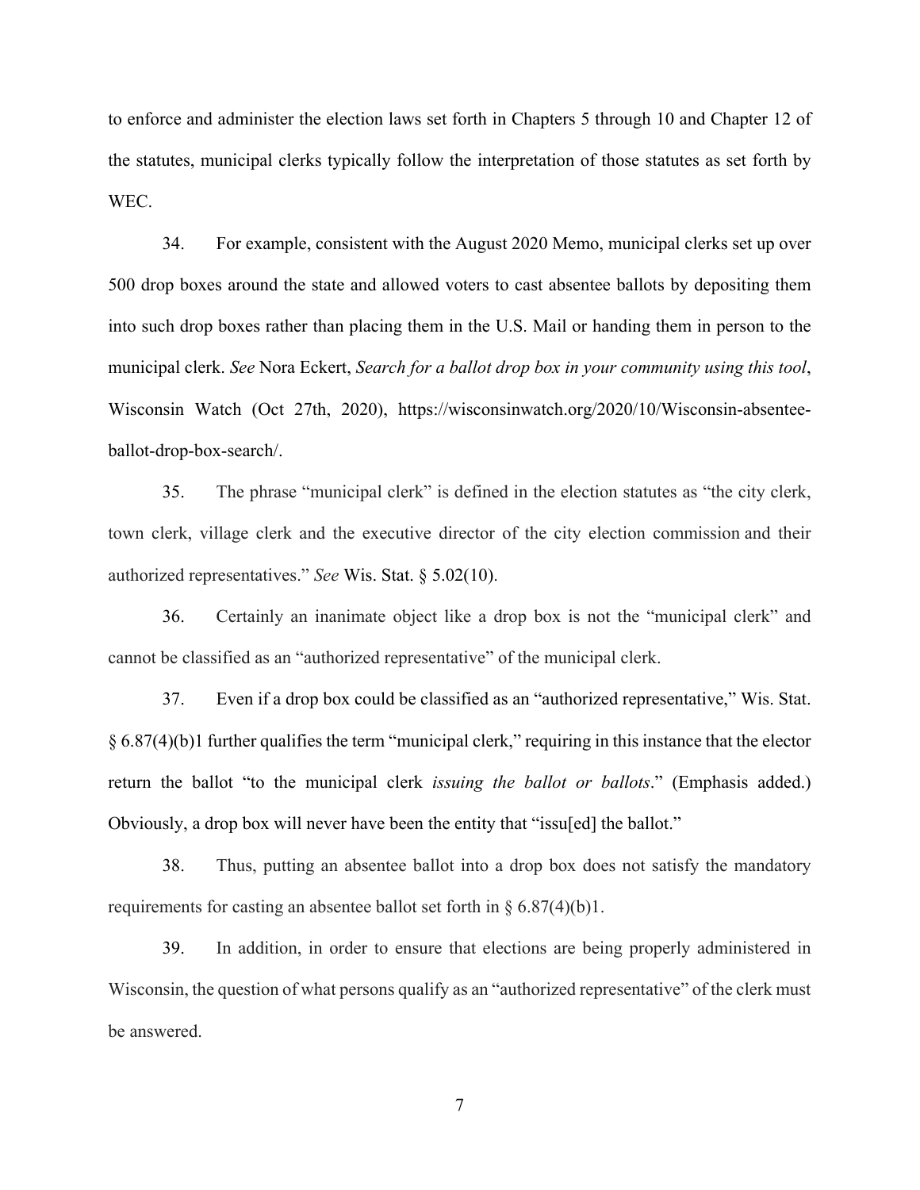to enforce and administer the election laws set forth in Chapters 5 through 10 and Chapter 12 of the statutes, municipal clerks typically follow the interpretation of those statutes as set forth by WEC.

34. For example, consistent with the August 2020 Memo, municipal clerks set up over 500 drop boxes around the state and allowed voters to cast absentee ballots by depositing them into such drop boxes rather than placing them in the U.S. Mail or handing them in person to the municipal clerk. *See* Nora Eckert, *Search for a ballot drop box in your community using this tool*, Wisconsin Watch (Oct 27th, 2020), https://wisconsinwatch.org/2020/10/Wisconsin-absentee-ballot-drop-box-search/.

35. The phrase "municipal clerk" is defined in the election statutes as "the city clerk, town clerk, village clerk and the executive director of the city election commission and their authorized representatives." *See* Wis. Stat. § 5.02(10).

36. Certainly an inanimate object like a drop box is not the "municipal clerk" and cannot be classified as an "authorized representative" of the municipal clerk.

37. Even if a drop box could be classified as an "authorized representative," Wis. Stat. § 6.87(4)(b)1 further qualifies the term "municipal clerk," requiring in this instance that the elector return the ballot "to the municipal clerk *issuing the ballot or ballots*." (Emphasis added.) Obviously, a drop box will never have been the entity that "issu[ed] the ballot."

38. Thus, putting an absentee ballot into a drop box does not satisfy the mandatory requirements for casting an absentee ballot set forth in § 6.87(4)(b)1.

39. In addition, in order to ensure that elections are being properly administered in Wisconsin, the question of what persons qualify as an "authorized representative" of the clerk must be answered.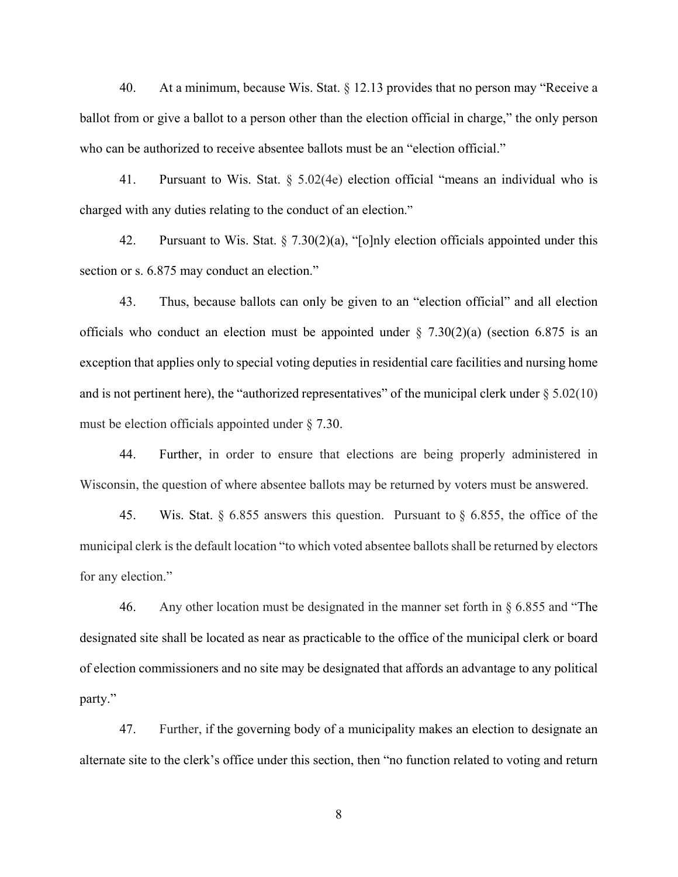40. At a minimum, because Wis. Stat. § 12.13 provides that no person may "Receive a ballot from or give a ballot to a person other than the election official in charge," the only person who can be authorized to receive absentee ballots must be an "election official."

41. Pursuant to Wis. Stat. § 5.02(4e) election official "means an individual who is charged with any duties relating to the conduct of an election."

42. Pursuant to Wis. Stat. § 7.30(2)(a), "[o]nly election officials appointed under this section or s. 6.875 may conduct an election."

43. Thus, because ballots can only be given to an "election official" and all election officials who conduct an election must be appointed under § 7.30(2)(a) (section 6.875 is an exception that applies only to special voting deputies in residential care facilities and nursing home and is not pertinent here), the "authorized representatives" of the municipal clerk under § 5.02(10) must be election officials appointed under § 7.30.

44. Further, in order to ensure that elections are being properly administered in Wisconsin, the question of where absentee ballots may be returned by voters must be answered.

45. Wis. Stat. § 6.855 answers this question. Pursuant to § 6.855, the office of the municipal clerk is the default location "to which voted absentee ballots shall be returned by electors for any election."

46. Any other location must be designated in the manner set forth in § 6.855 and "The designated site shall be located as near as practicable to the office of the municipal clerk or board of election commissioners and no site may be designated that affords an advantage to any political party."

47. Further, if the governing body of a municipality makes an election to designate an alternate site to the clerk's office under this section, then "no function related to voting and return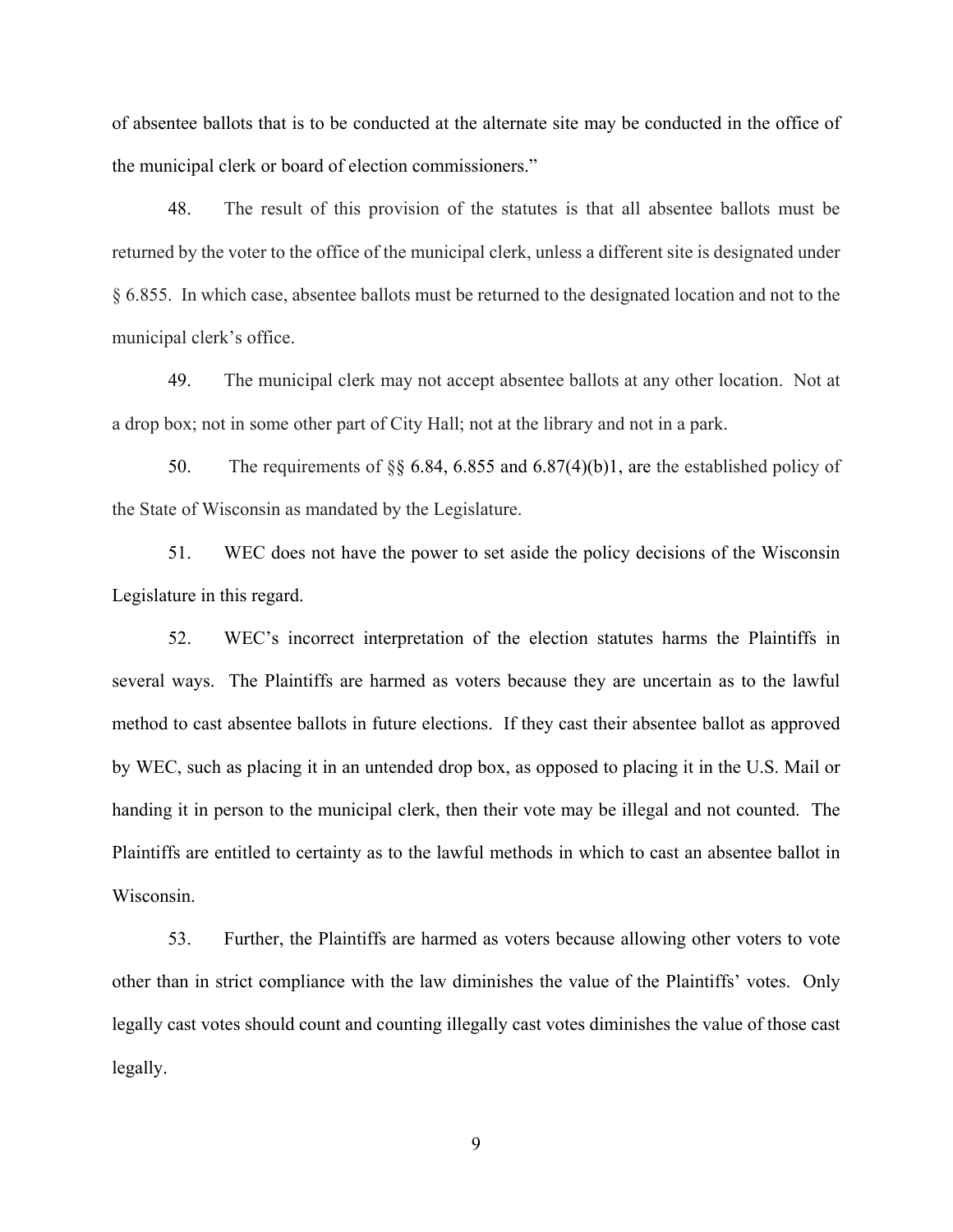of absentee ballots that is to be conducted at the alternate site may be conducted in the office of the municipal clerk or board of election commissioners."

48. The result of this provision of the statutes is that all absentee ballots must be returned by the voter to the office of the municipal clerk, unless a different site is designated under § 6.855. In which case, absentee ballots must be returned to the designated location and not to the municipal clerk's office.

49. The municipal clerk may not accept absentee ballots at any other location. Not at a drop box; not in some other part of City Hall; not at the library and not in a park.

50. The requirements of §§ 6.84, 6.855 and 6.87(4)(b)1, are the established policy of the State of Wisconsin as mandated by the Legislature.

51. WEC does not have the power to set aside the policy decisions of the Wisconsin Legislature in this regard.

52. WEC's incorrect interpretation of the election statutes harms the Plaintiffs in several ways. The Plaintiffs are harmed as voters because they are uncertain as to the lawful method to cast absentee ballots in future elections. If they cast their absentee ballot as approved by WEC, such as placing it in an untended drop box, as opposed to placing it in the U.S. Mail or handing it in person to the municipal clerk, then their vote may be illegal and not counted. The Plaintiffs are entitled to certainty as to the lawful methods in which to cast an absentee ballot in Wisconsin.

53. Further, the Plaintiffs are harmed as voters because allowing other voters to vote other than in strict compliance with the law diminishes the value of the Plaintiffs' votes. Only legally cast votes should count and counting illegally cast votes diminishes the value of those cast legally.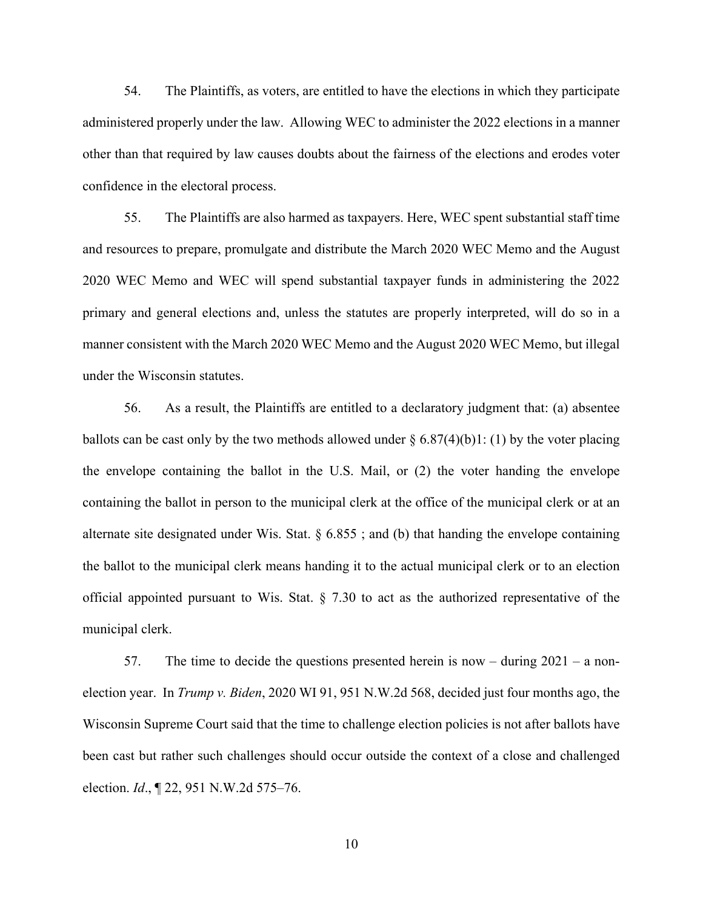54. The Plaintiffs, as voters, are entitled to have the elections in which they participate administered properly under the law. Allowing WEC to administer the 2022 elections in a manner other than that required by law causes doubts about the fairness of the elections and erodes voter confidence in the electoral process.

55. The Plaintiffs are also harmed as taxpayers. Here, WEC spent substantial staff time and resources to prepare, promulgate and distribute the March 2020 WEC Memo and the August 2020 WEC Memo and WEC will spend substantial taxpayer funds in administering the 2022 primary and general elections and, unless the statutes are properly interpreted, will do so in a manner consistent with the March 2020 WEC Memo and the August 2020 WEC Memo, but illegal under the Wisconsin statutes.

56. As a result, the Plaintiffs are entitled to a declaratory judgment that: (a) absentee ballots can be cast only by the two methods allowed under § 6.87(4)(b)1: (1) by the voter placing the envelope containing the ballot in the U.S. Mail, or (2) the voter handing the envelope containing the ballot in person to the municipal clerk at the office of the municipal clerk or at an alternate site designated under Wis. Stat. § 6.855 ; and (b) that handing the envelope containing the ballot to the municipal clerk means handing it to the actual municipal clerk or to an election official appointed pursuant to Wis. Stat. § 7.30 to act as the authorized representative of the municipal clerk.

57. The time to decide the questions presented herein is now – during 2021 – a non-election year. In *Trump v. Biden*, 2020 WI 91, 951 N.W.2d 568, decided just four months ago, the Wisconsin Supreme Court said that the time to challenge election policies is not after ballots have been cast but rather such challenges should occur outside the context of a close and challenged election. *Id*., ¶ 22, 951 N.W.2d 575–76.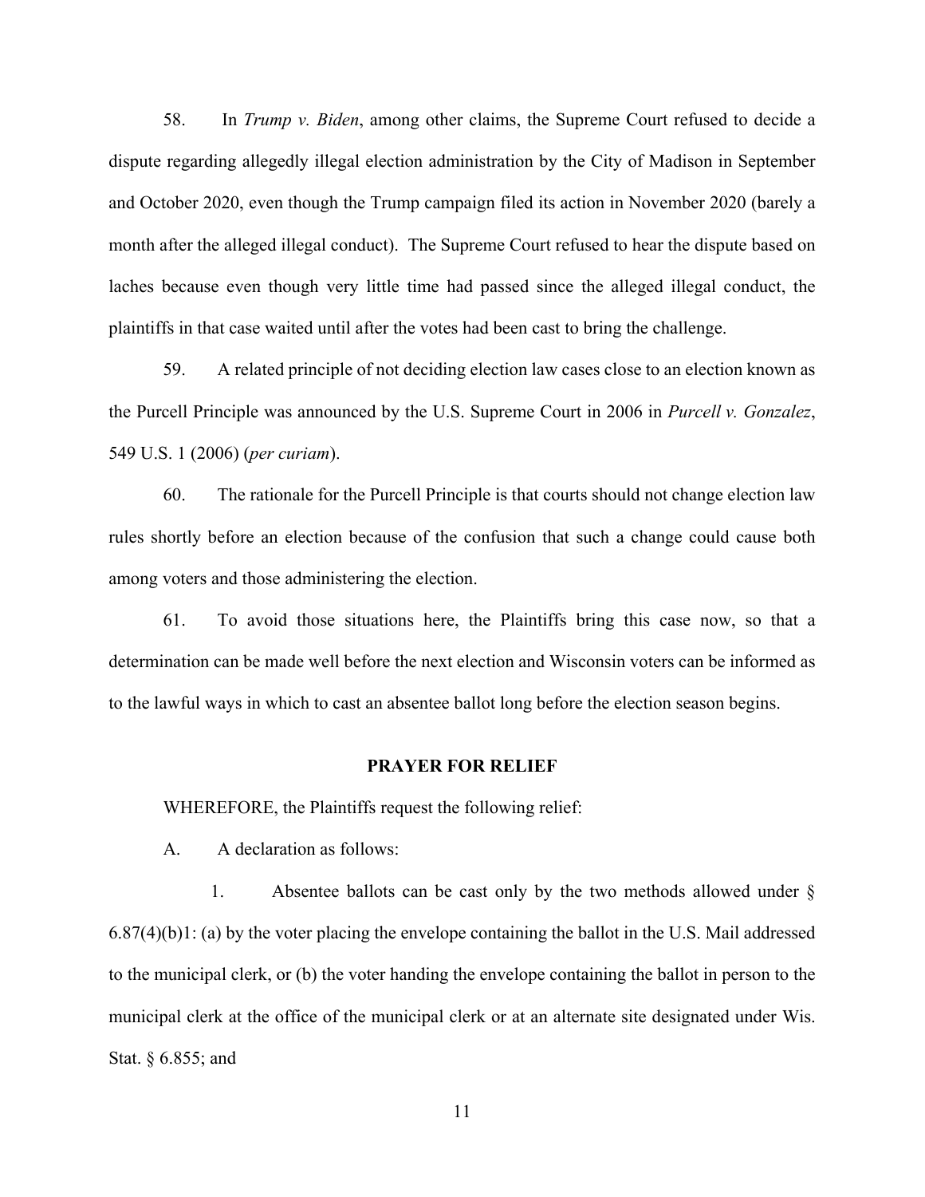58. In *Trump v. Biden*, among other claims, the Supreme Court refused to decide a dispute regarding allegedly illegal election administration by the City of Madison in September and October 2020, even though the Trump campaign filed its action in November 2020 (barely a month after the alleged illegal conduct). The Supreme Court refused to hear the dispute based on laches because even though very little time had passed since the alleged illegal conduct, the plaintiffs in that case waited until after the votes had been cast to bring the challenge.

59. A related principle of not deciding election law cases close to an election known as the Purcell Principle was announced by the U.S. Supreme Court in 2006 in *Purcell v. Gonzalez*, 549 U.S. 1 (2006) (*per curiam*).

60. The rationale for the Purcell Principle is that courts should not change election law rules shortly before an election because of the confusion that such a change could cause both among voters and those administering the election.

61. To avoid those situations here, the Plaintiffs bring this case now, so that a determination can be made well before the next election and Wisconsin voters can be informed as to the lawful ways in which to cast an absentee ballot long before the election season begins.

## PRAYER FOR RELIEF

WHEREFORE, the Plaintiffs request the following relief:

A. A declaration as follows:

1. Absentee ballots can be cast only by the two methods allowed under § 6.87(4)(b)1: (a) by the voter placing the envelope containing the ballot in the U.S. Mail addressed to the municipal clerk, or (b) the voter handing the envelope containing the ballot in person to the municipal clerk at the office of the municipal clerk or at an alternate site designated under Wis. Stat. § 6.855; and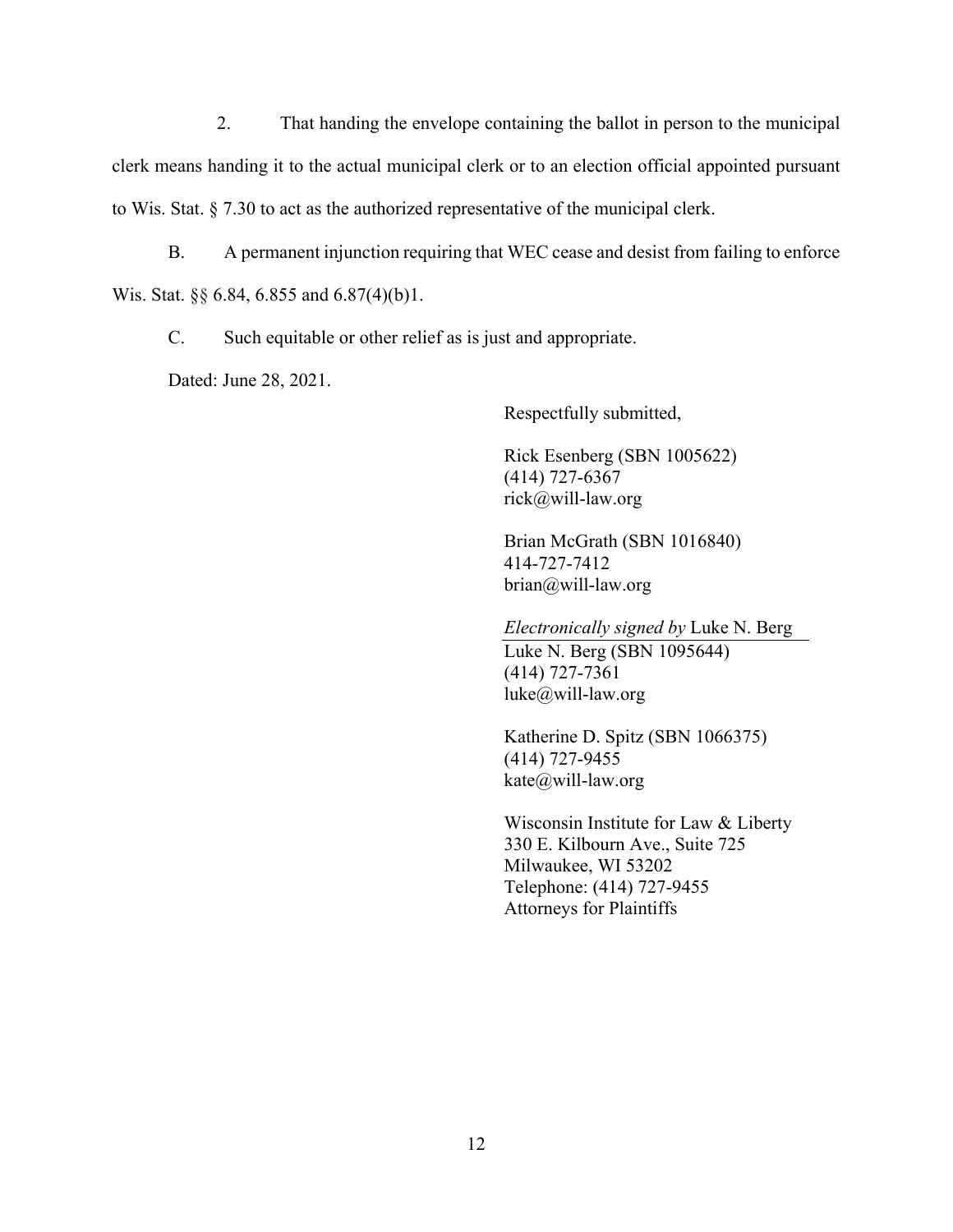2. That handing the envelope containing the ballot in person to the municipal clerk means handing it to the actual municipal clerk or to an election official appointed pursuant to Wis. Stat. § 7.30 to act as the authorized representative of the municipal clerk.

B. A permanent injunction requiring that WEC cease and desist from failing to enforce Wis. Stat. §§ 6.84, 6.855 and 6.87(4)(b)1.

C. Such equitable or other relief as is just and appropriate.

Dated: June 28, 2021.

Respectfully submitted,

Rick Esenberg (SBN 1005622)
(414) 727-6367
rick@will-law.org

Brian McGrath (SBN 1016840)
414-727-7412
brian@will-law.org

*Electronically signed by* Luke N. Berg
Luke N. Berg (SBN 1095644)
(414) 727-7361
luke@will-law.org

Katherine D. Spitz (SBN 1066375)
(414) 727-9455
kate@will-law.org

Wisconsin Institute for Law & Liberty
330 E. Kilbourn Ave., Suite 725
Milwaukee, WI 53202
Telephone: (414) 727-9455
Attorneys for Plaintiffs